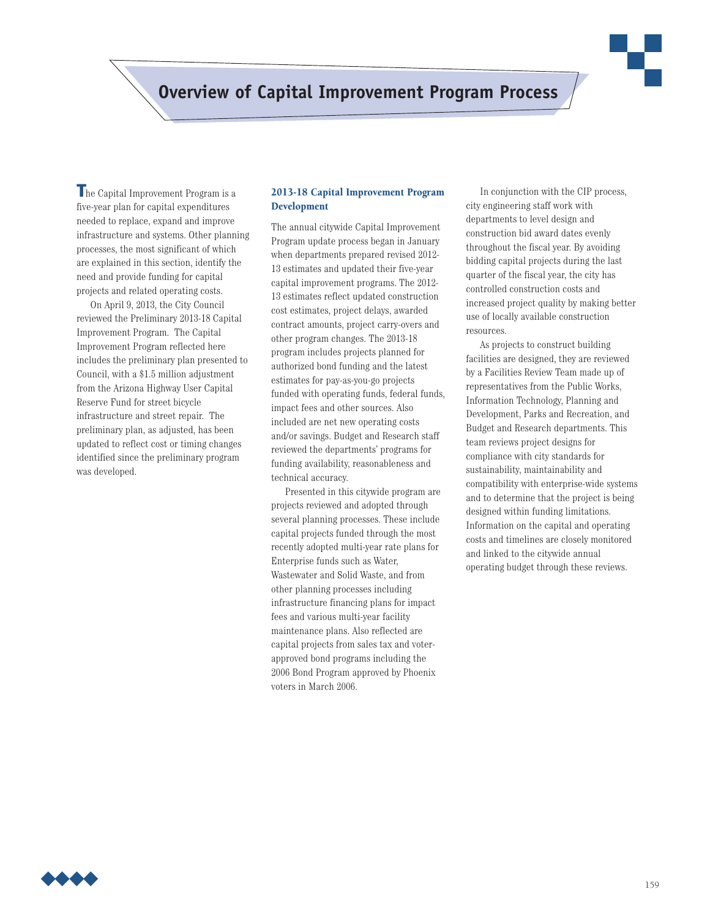# Overview of Capital Improvement Program Process

The Capital Improvement Program is a five-year plan for capital expenditures needed to replace, expand and improve infrastructure and systems. Other planning processes, the most significant of which are explained in this section, identify the need and provide funding for capital projects and related operating costs.

On April 9, 2013, the City Council reviewed the Preliminary 2013-18 Capital Improvement Program. The Capital Improvement Program reflected here includes the preliminary plan presented to Council, with a $1.5 million adjustment from the Arizona Highway User Capital Reserve Fund for street bicycle infrastructure and street repair. The preliminary plan, as adjusted, has been updated to reflect cost or timing changes identified since the preliminary program was developed.

## 2013-18 Capital Improvement Program Development

The annual citywide Capital Improvement Program update process began in January when departments prepared revised 2012-13 estimates and updated their five-year capital improvement programs. The 2012-13 estimates reflect updated construction cost estimates, project delays, awarded contract amounts, project carry-overs and other program changes. The 2013-18 program includes projects planned for authorized bond funding and the latest estimates for pay-as-you-go projects funded with operating funds, federal funds, impact fees and other sources. Also included are net new operating costs and/or savings. Budget and Research staff reviewed the departments' programs for funding availability, reasonableness and technical accuracy.

Presented in this citywide program are projects reviewed and adopted through several planning processes. These include capital projects funded through the most recently adopted multi-year rate plans for Enterprise funds such as Water, Wastewater and Solid Waste, and from other planning processes including infrastructure financing plans for impact fees and various multi-year facility maintenance plans. Also reflected are capital projects from sales tax and voter-approved bond programs including the 2006 Bond Program approved by Phoenix voters in March 2006.

In conjunction with the CIP process, city engineering staff work with departments to level design and construction bid award dates evenly throughout the fiscal year. By avoiding bidding capital projects during the last quarter of the fiscal year, the city has controlled construction costs and increased project quality by making better use of locally available construction resources.

As projects to construct building facilities are designed, they are reviewed by a Facilities Review Team made up of representatives from the Public Works, Information Technology, Planning and Development, Parks and Recreation, and Budget and Research departments. This team reviews project designs for compliance with city standards for sustainability, maintainability and compatibility with enterprise-wide systems and to determine that the project is being designed within funding limitations. Information on the capital and operating costs and timelines are closely monitored and linked to the citywide annual operating budget through these reviews.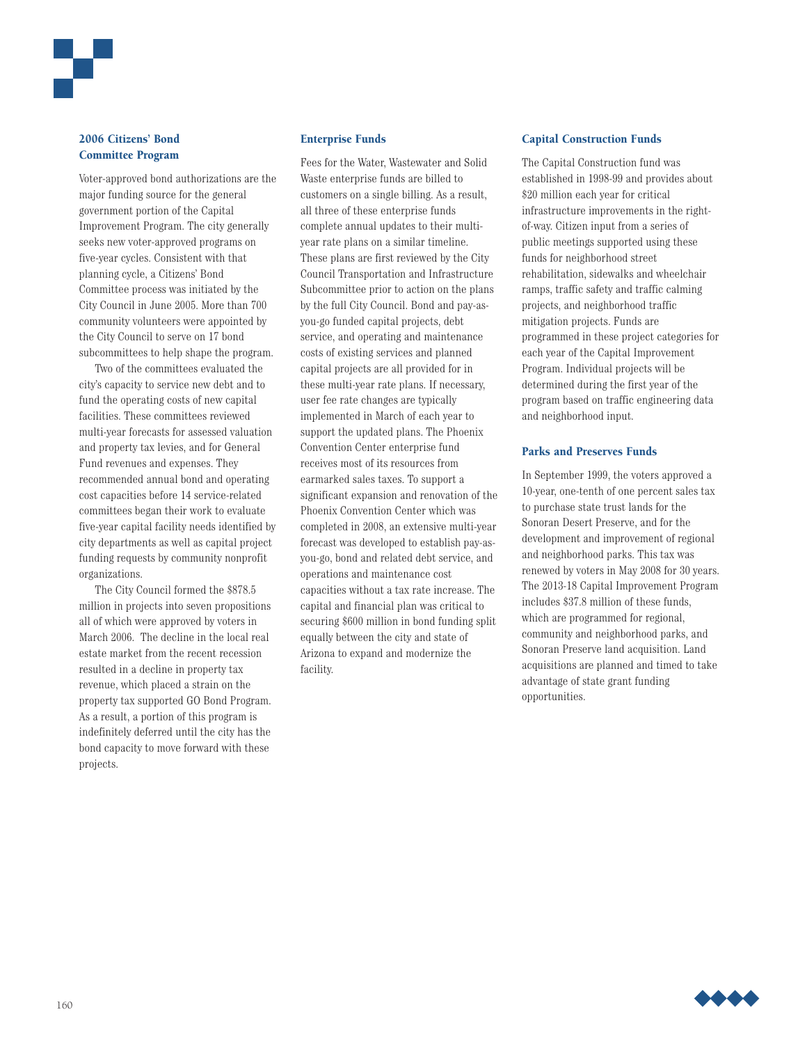## 2006 Citizens' Bond Committee Program

Voter-approved bond authorizations are the major funding source for the general government portion of the Capital Improvement Program. The city generally seeks new voter-approved programs on five-year cycles. Consistent with that planning cycle, a Citizens' Bond Committee process was initiated by the City Council in June 2005. More than 700 community volunteers were appointed by the City Council to serve on 17 bond subcommittees to help shape the program.

Two of the committees evaluated the city's capacity to service new debt and to fund the operating costs of new capital facilities. These committees reviewed multi-year forecasts for assessed valuation and property tax levies, and for General Fund revenues and expenses. They recommended annual bond and operating cost capacities before 14 service-related committees began their work to evaluate five-year capital facility needs identified by city departments as well as capital project funding requests by community nonprofit organizations.

The City Council formed the $878.5 million in projects into seven propositions all of which were approved by voters in March 2006. The decline in the local real estate market from the recent recession resulted in a decline in property tax revenue, which placed a strain on the property tax supported GO Bond Program. As a result, a portion of this program is indefinitely deferred until the city has the bond capacity to move forward with these projects.

## Enterprise Funds

Fees for the Water, Wastewater and Solid Waste enterprise funds are billed to customers on a single billing. As a result, all three of these enterprise funds complete annual updates to their multi-year rate plans on a similar timeline. These plans are first reviewed by the City Council Transportation and Infrastructure Subcommittee prior to action on the plans by the full City Council. Bond and pay-as-you-go funded capital projects, debt service, and operating and maintenance costs of existing services and planned capital projects are all provided for in these multi-year rate plans. If necessary, user fee rate changes are typically implemented in March of each year to support the updated plans. The Phoenix Convention Center enterprise fund receives most of its resources from earmarked sales taxes. To support a significant expansion and renovation of the Phoenix Convention Center which was completed in 2008, an extensive multi-year forecast was developed to establish pay-as-you-go, bond and related debt service, and operations and maintenance cost capacities without a tax rate increase. The capital and financial plan was critical to securing $600 million in bond funding split equally between the city and state of Arizona to expand and modernize the facility.

## Capital Construction Funds

The Capital Construction fund was established in 1998-99 and provides about $20 million each year for critical infrastructure improvements in the right-of-way. Citizen input from a series of public meetings supported using these funds for neighborhood street rehabilitation, sidewalks and wheelchair ramps, traffic safety and traffic calming projects, and neighborhood traffic mitigation projects. Funds are programmed in these project categories for each year of the Capital Improvement Program. Individual projects will be determined during the first year of the program based on traffic engineering data and neighborhood input.

## Parks and Preserves Funds

In September 1999, the voters approved a 10-year, one-tenth of one percent sales tax to purchase state trust lands for the Sonoran Desert Preserve, and for the development and improvement of regional and neighborhood parks. This tax was renewed by voters in May 2008 for 30 years. The 2013-18 Capital Improvement Program includes $37.8 million of these funds, which are programmed for regional, community and neighborhood parks, and Sonoran Preserve land acquisition. Land acquisitions are planned and timed to take advantage of state grant funding opportunities.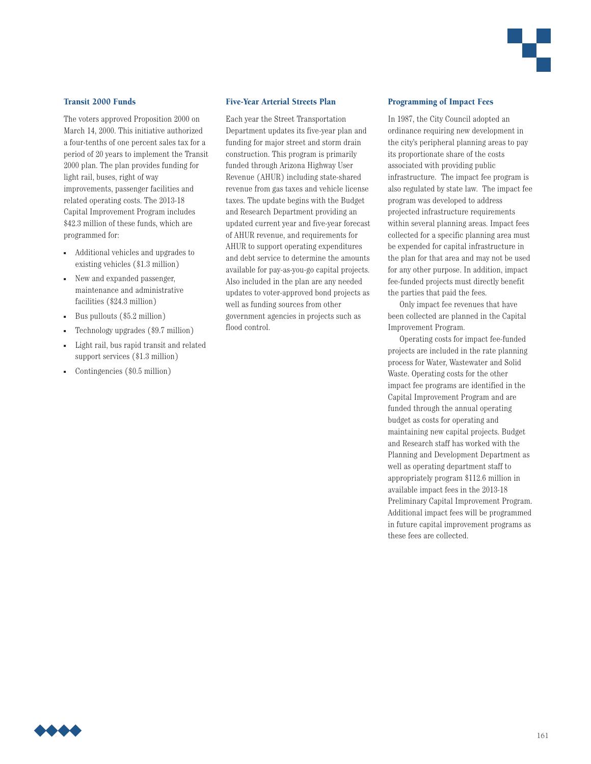### Transit 2000 Funds

The voters approved Proposition 2000 on March 14, 2000. This initiative authorized a four-tenths of one percent sales tax for a period of 20 years to implement the Transit 2000 plan. The plan provides funding for light rail, buses, right of way improvements, passenger facilities and related operating costs. The 2013-18 Capital Improvement Program includes $42.3 million of these funds, which are programmed for:

- Additional vehicles and upgrades to existing vehicles ($1.3 million)
- New and expanded passenger, maintenance and administrative facilities ($24.3 million)
- Bus pullouts ($5.2 million)
- Technology upgrades ($9.7 million)
- Light rail, bus rapid transit and related support services ($1.3 million)
- Contingencies ($0.5 million)

### Five-Year Arterial Streets Plan

Each year the Street Transportation Department updates its five-year plan and funding for major street and storm drain construction. This program is primarily funded through Arizona Highway User Revenue (AHUR) including state-shared revenue from gas taxes and vehicle license taxes. The update begins with the Budget and Research Department providing an updated current year and five-year forecast of AHUR revenue, and requirements for AHUR to support operating expenditures and debt service to determine the amounts available for pay-as-you-go capital projects. Also included in the plan are any needed updates to voter-approved bond projects as well as funding sources from other government agencies in projects such as flood control.

### Programming of Impact Fees

In 1987, the City Council adopted an ordinance requiring new development in the city's peripheral planning areas to pay its proportionate share of the costs associated with providing public infrastructure. The impact fee program is also regulated by state law. The impact fee program was developed to address projected infrastructure requirements within several planning areas. Impact fees collected for a specific planning area must be expended for capital infrastructure in the plan for that area and may not be used for any other purpose. In addition, impact fee-funded projects must directly benefit the parties that paid the fees.

Only impact fee revenues that have been collected are planned in the Capital Improvement Program.

Operating costs for impact fee-funded projects are included in the rate planning process for Water, Wastewater and Solid Waste. Operating costs for the other impact fee programs are identified in the Capital Improvement Program and are funded through the annual operating budget as costs for operating and maintaining new capital projects. Budget and Research staff has worked with the Planning and Development Department as well as operating department staff to appropriately program $112.6 million in available impact fees in the 2013-18 Preliminary Capital Improvement Program. Additional impact fees will be programmed in future capital improvement programs as these fees are collected.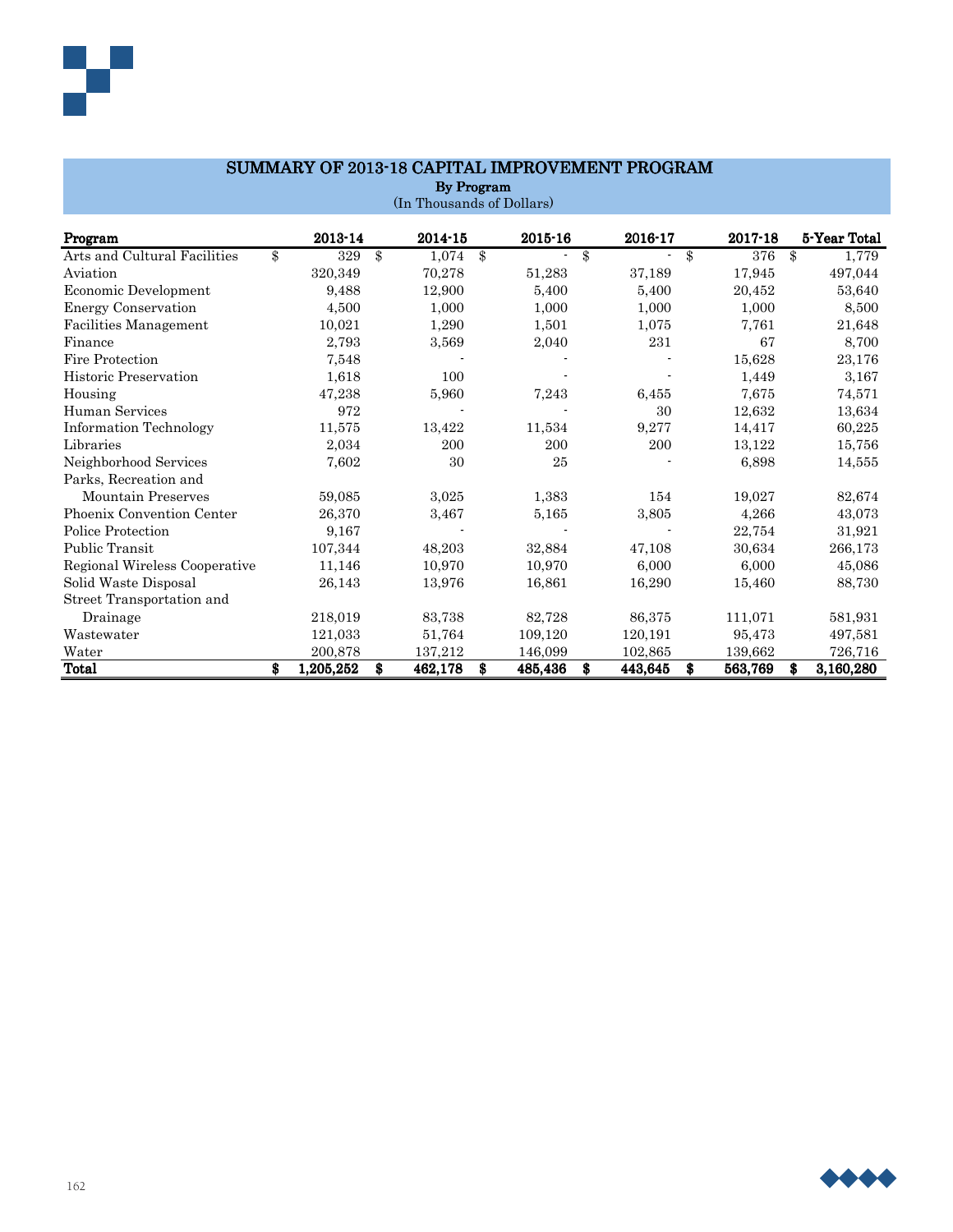## SUMMARY OF 2013-18 CAPITAL IMPROVEMENT PROGRAM

**By Program**

(In Thousands of Dollars)

| Program | 2013-14 | 2014-15 | 2015-16 | 2016-17 | 2017-18 | 5-Year Total |
|---|---|---|---|---|---|---|
| Arts and Cultural Facilities | $ 329 | $ 1,074 | $ - | $ - | $ 376 | $ 1,779 |
| Aviation | 320,349 | 70,278 | 51,283 | 37,189 | 17,945 | 497,044 |
| Economic Development | 9,488 | 12,900 | 5,400 | 5,400 | 20,452 | 53,640 |
| Energy Conservation | 4,500 | 1,000 | 1,000 | 1,000 | 1,000 | 8,500 |
| Facilities Management | 10,021 | 1,290 | 1,501 | 1,075 | 7,761 | 21,648 |
| Finance | 2,793 | 3,569 | 2,040 | 231 | 67 | 8,700 |
| Fire Protection | 7,548 | - | - | - | 15,628 | 23,176 |
| Historic Preservation | 1,618 | 100 | - | - | 1,449 | 3,167 |
| Housing | 47,238 | 5,960 | 7,243 | 6,455 | 7,675 | 74,571 |
| Human Services | 972 | - | - | 30 | 12,632 | 13,634 |
| Information Technology | 11,575 | 13,422 | 11,534 | 9,277 | 14,417 | 60,225 |
| Libraries | 2,034 | 200 | 200 | 200 | 13,122 | 15,756 |
| Neighborhood Services | 7,602 | 30 | 25 | - | 6,898 | 14,555 |
| Parks, Recreation and Mountain Preserves | 59,085 | 3,025 | 1,383 | 154 | 19,027 | 82,674 |
| Phoenix Convention Center | 26,370 | 3,467 | 5,165 | 3,805 | 4,266 | 43,073 |
| Police Protection | 9,167 | - | - | - | 22,754 | 31,921 |
| Public Transit | 107,344 | 48,203 | 32,884 | 47,108 | 30,634 | 266,173 |
| Regional Wireless Cooperative | 11,146 | 10,970 | 10,970 | 6,000 | 6,000 | 45,086 |
| Solid Waste Disposal | 26,143 | 13,976 | 16,861 | 16,290 | 15,460 | 88,730 |
| Street Transportation and Drainage | 218,019 | 83,738 | 82,728 | 86,375 | 111,071 | 581,931 |
| Wastewater | 121,033 | 51,764 | 109,120 | 120,191 | 95,473 | 497,581 |
| Water | 200,878 | 137,212 | 146,099 | 102,865 | 139,662 | 726,716 |
| **Total** | **$ 1,205,252** | **$ 462,178** | **$ 485,436** | **$ 443,645** | **$ 563,769** | **$ 3,160,280** |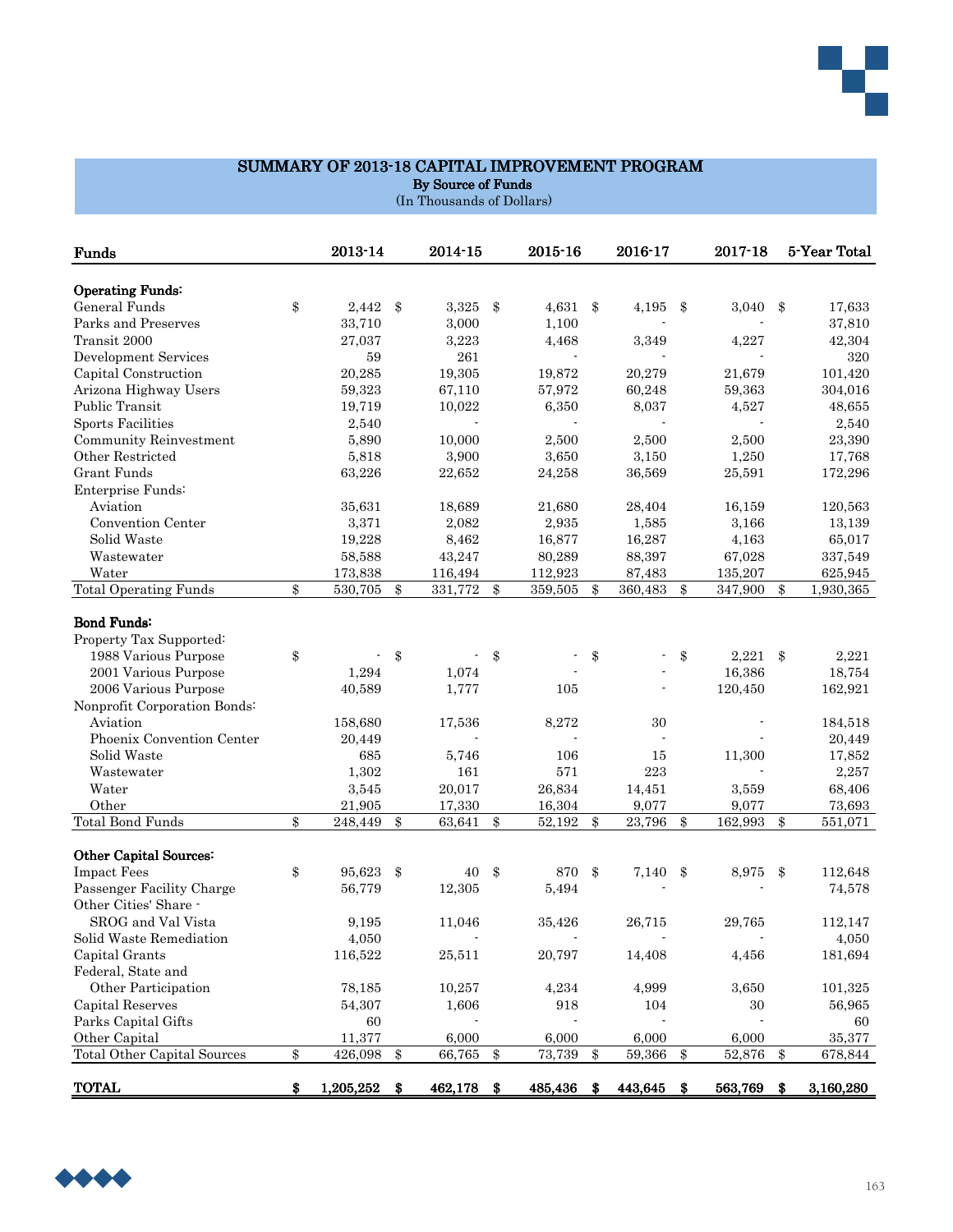## SUMMARY OF 2013-18 CAPITAL IMPROVEMENT PROGRAM

**By Source of Funds**

(In Thousands of Dollars)

| Funds | 2013-14 | 2014-15 | 2015-16 | 2016-17 | 2017-18 | 5-Year Total |
|---|---|---|---|---|---|---|
| **Operating Funds:** | | | | | | |
| General Funds | $ 2,442 | $ 3,325 | $ 4,631 | $ 4,195 | $ 3,040 | $ 17,633 |
| Parks and Preserves | 33,710 | 3,000 | 1,100 | - | - | 37,810 |
| Transit 2000 | 27,037 | 3,223 | 4,468 | 3,349 | 4,227 | 42,304 |
| Development Services | 59 | 261 | - | - | - | 320 |
| Capital Construction | 20,285 | 19,305 | 19,872 | 20,279 | 21,679 | 101,420 |
| Arizona Highway Users | 59,323 | 67,110 | 57,972 | 60,248 | 59,363 | 304,016 |
| Public Transit | 19,719 | 10,022 | 6,350 | 8,037 | 4,527 | 48,655 |
| Sports Facilities | 2,540 | - | - | - | - | 2,540 |
| Community Reinvestment | 5,890 | 10,000 | 2,500 | 2,500 | 2,500 | 23,390 |
| Other Restricted | 5,818 | 3,900 | 3,650 | 3,150 | 1,250 | 17,768 |
| Grant Funds | 63,226 | 22,652 | 24,258 | 36,569 | 25,591 | 172,296 |
| Enterprise Funds: | | | | | | |
| Aviation | 35,631 | 18,689 | 21,680 | 28,404 | 16,159 | 120,563 |
| Convention Center | 3,371 | 2,082 | 2,935 | 1,585 | 3,166 | 13,139 |
| Solid Waste | 19,228 | 8,462 | 16,877 | 16,287 | 4,163 | 65,017 |
| Wastewater | 58,588 | 43,247 | 80,289 | 88,397 | 67,028 | 337,549 |
| Water | 173,838 | 116,494 | 112,923 | 87,483 | 135,207 | 625,945 |
| Total Operating Funds | $ 530,705 | $ 331,772 | $ 359,505 | $ 360,483 | $ 347,900 | $ 1,930,365 |
| **Bond Funds:** | | | | | | |
| Property Tax Supported: | | | | | | |
| 1988 Various Purpose | $ - | $ - | $ - | $ - | $ 2,221 | $ 2,221 |
| 2001 Various Purpose | 1,294 | 1,074 | - | - | 16,386 | 18,754 |
| 2006 Various Purpose | 40,589 | 1,777 | 105 | - | 120,450 | 162,921 |
| Nonprofit Corporation Bonds: | | | | | | |
| Aviation | 158,680 | 17,536 | 8,272 | 30 | - | 184,518 |
| Phoenix Convention Center | 20,449 | - | - | - | - | 20,449 |
| Solid Waste | 685 | 5,746 | 106 | 15 | 11,300 | 17,852 |
| Wastewater | 1,302 | 161 | 571 | 223 | - | 2,257 |
| Water | 3,545 | 20,017 | 26,834 | 14,451 | 3,559 | 68,406 |
| Other | 21,905 | 17,330 | 16,304 | 9,077 | 9,077 | 73,693 |
| Total Bond Funds | $ 248,449 | $ 63,641 | $ 52,192 | $ 23,796 | $ 162,993 | $ 551,071 |
| **Other Capital Sources:** | | | | | | |
| Impact Fees | $ 95,623 | $ 40 | $ 870 | $ 7,140 | $ 8,975 | $ 112,648 |
| Passenger Facility Charge | 56,779 | 12,305 | 5,494 | - | - | 74,578 |
| Other Cities' Share - SROG and Val Vista | 9,195 | 11,046 | 35,426 | 26,715 | 29,765 | 112,147 |
| Solid Waste Remediation | 4,050 | - | - | - | - | 4,050 |
| Capital Grants | 116,522 | 25,511 | 20,797 | 14,408 | 4,456 | 181,694 |
| Federal, State and Other Participation | 78,185 | 10,257 | 4,234 | 4,999 | 3,650 | 101,325 |
| Capital Reserves | 54,307 | 1,606 | 918 | 104 | 30 | 56,965 |
| Parks Capital Gifts | 60 | - | - | - | - | 60 |
| Other Capital | 11,377 | 6,000 | 6,000 | 6,000 | 6,000 | 35,377 |
| Total Other Capital Sources | $ 426,098 | $ 66,765 | $ 73,739 | $ 59,366 | $ 52,876 | $ 678,844 |
| **TOTAL** | **$ 1,205,252** | **$ 462,178** | **$ 485,436** | **$ 443,645** | **$ 563,769** | **$ 3,160,280** |